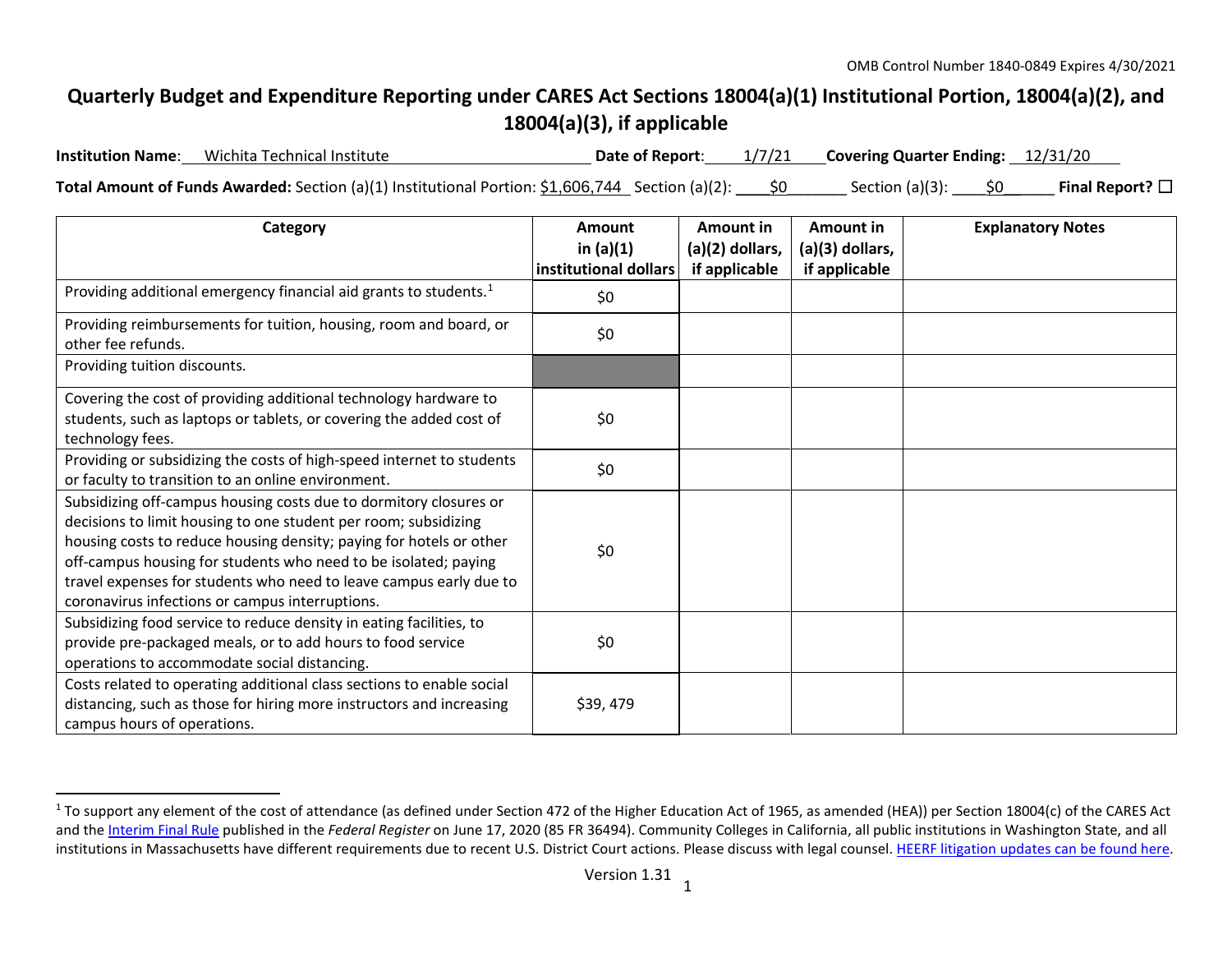OMB Control Number 1840-0849 Expires 4/30/2021

# Quarterly Budget and Expenditure Reporting under CARES Act Sections 18004(a)(1) Institutional Portion, 18004(a)(2), and 18004(a)(3), if applicable

**Institution Name**: Wichita Technical Institute **Date of Report**: 1/7/21 **Covering Quarter Ending:** 12/31/20

**Total Amount of Funds Awarded:** Section (a)(1) Institutional Portion: $1,606,744 Section (a)(2): $0 Section (a)(3): $0 **Final Report?** ☐

| Category | Amount in (a)(1) institutional dollars | Amount in (a)(2) dollars, if applicable | Amount in (a)(3) dollars, if applicable | Explanatory Notes |
|---|---|---|---|---|
| Providing additional emergency financial aid grants to students.[1] | $0 | | | |
| Providing reimbursements for tuition, housing, room and board, or other fee refunds. | $0 | | | |
| Providing tuition discounts. | | | | |
| Covering the cost of providing additional technology hardware to students, such as laptops or tablets, or covering the added cost of technology fees. | $0 | | | |
| Providing or subsidizing the costs of high-speed internet to students or faculty to transition to an online environment. | $0 | | | |
| Subsidizing off-campus housing costs due to dormitory closures or decisions to limit housing to one student per room; subsidizing housing costs to reduce housing density; paying for hotels or other off-campus housing for students who need to be isolated; paying travel expenses for students who need to leave campus early due to coronavirus infections or campus interruptions. | $0 | | | |
| Subsidizing food service to reduce density in eating facilities, to provide pre-packaged meals, or to add hours to food service operations to accommodate social distancing. | $0 | | | |
| Costs related to operating additional class sections to enable social distancing, such as those for hiring more instructors and increasing campus hours of operations. | $39, 479 | | | |

[1] To support any element of the cost of attendance (as defined under Section 472 of the Higher Education Act of 1965, as amended (HEA)) per Section 18004(c) of the CARES Act and the Interim Final Rule published in the *Federal Register* on June 17, 2020 (85 FR 36494). Community Colleges in California, all public institutions in Washington State, and all institutions in Massachusetts have different requirements due to recent U.S. District Court actions. Please discuss with legal counsel. HEERF litigation updates can be found here.

Version 1.31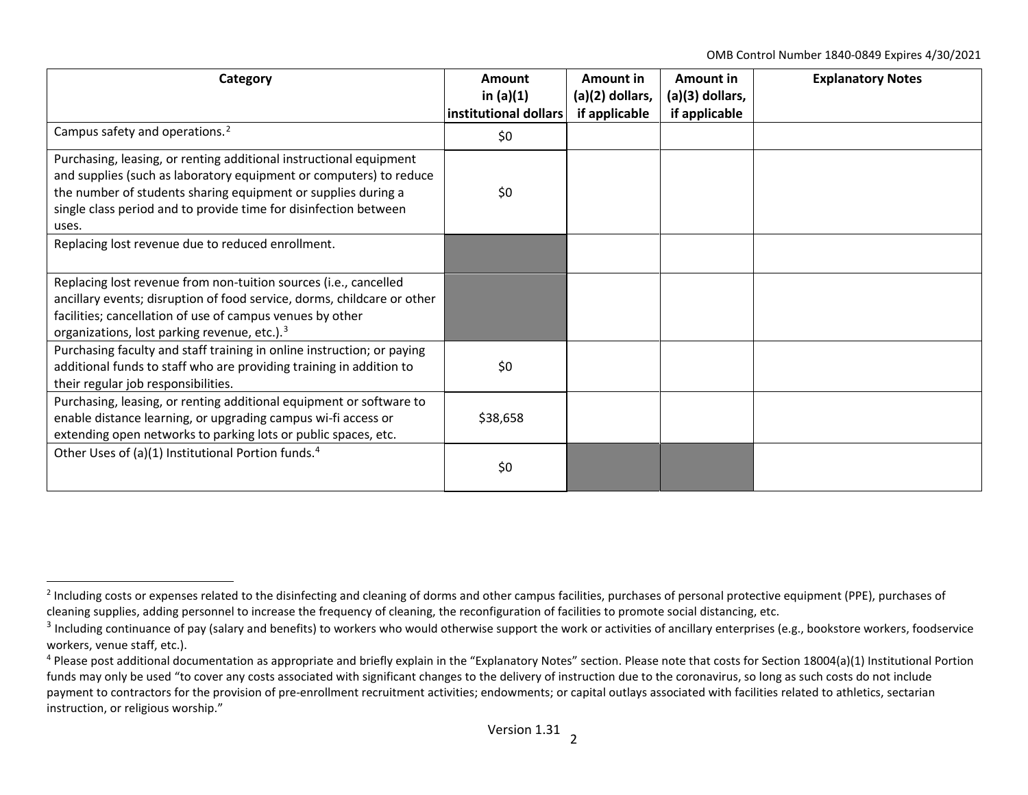| Category | Amount in (a)(1) institutional dollars | Amount in (a)(2) dollars, if applicable | Amount in (a)(3) dollars, if applicable | Explanatory Notes |
|---|---|---|---|---|
| Campus safety and operations.[2] | $0 | | | |
| Purchasing, leasing, or renting additional instructional equipment and supplies (such as laboratory equipment or computers) to reduce the number of students sharing equipment or supplies during a single class period and to provide time for disinfection between uses. | $0 | | | |
| Replacing lost revenue due to reduced enrollment. | | | | |
| Replacing lost revenue from non-tuition sources (i.e., cancelled ancillary events; disruption of food service, dorms, childcare or other facilities; cancellation of use of campus venues by other organizations, lost parking revenue, etc.).[3] | | | | |
| Purchasing faculty and staff training in online instruction; or paying additional funds to staff who are providing training in addition to their regular job responsibilities. | $0 | | | |
| Purchasing, leasing, or renting additional equipment or software to enable distance learning, or upgrading campus wi-fi access or extending open networks to parking lots or public spaces, etc. | $38,658 | | | |
| Other Uses of (a)(1) Institutional Portion funds.[4] | $0 | | | |

[2] Including costs or expenses related to the disinfecting and cleaning of dorms and other campus facilities, purchases of personal protective equipment (PPE), purchases of cleaning supplies, adding personnel to increase the frequency of cleaning, the reconfiguration of facilities to promote social distancing, etc.

[3] Including continuance of pay (salary and benefits) to workers who would otherwise support the work or activities of ancillary enterprises (e.g., bookstore workers, foodservice workers, venue staff, etc.).

[4] Please post additional documentation as appropriate and briefly explain in the "Explanatory Notes" section. Please note that costs for Section 18004(a)(1) Institutional Portion funds may only be used "to cover any costs associated with significant changes to the delivery of instruction due to the coronavirus, so long as such costs do not include payment to contractors for the provision of pre-enrollment recruitment activities; endowments; or capital outlays associated with facilities related to athletics, sectarian instruction, or religious worship."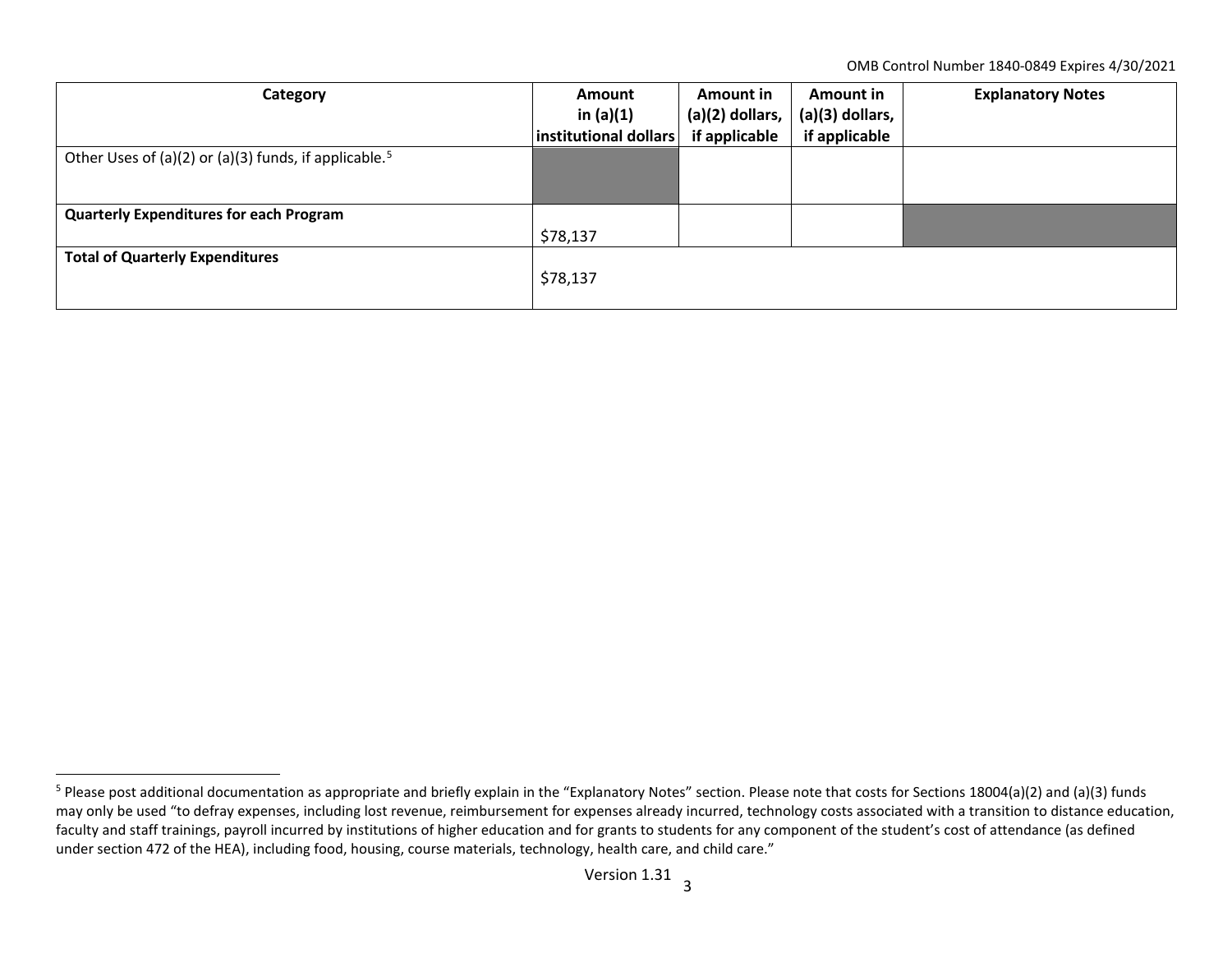| Category | Amount in (a)(1) institutional dollars | Amount in (a)(2) dollars, if applicable | Amount in (a)(3) dollars, if applicable | Explanatory Notes |
| --- | --- | --- | --- | --- |
| Other Uses of (a)(2) or (a)(3) funds, if applicable.[5] | | | | |
| **Quarterly Expenditures for each Program** | $78,137 | | | |
| **Total of Quarterly Expenditures** | $78,137 | | | |

[5] Please post additional documentation as appropriate and briefly explain in the "Explanatory Notes" section. Please note that costs for Sections 18004(a)(2) and (a)(3) funds may only be used "to defray expenses, including lost revenue, reimbursement for expenses already incurred, technology costs associated with a transition to distance education, faculty and staff trainings, payroll incurred by institutions of higher education and for grants to students for any component of the student's cost of attendance (as defined under section 472 of the HEA), including food, housing, course materials, technology, health care, and child care."